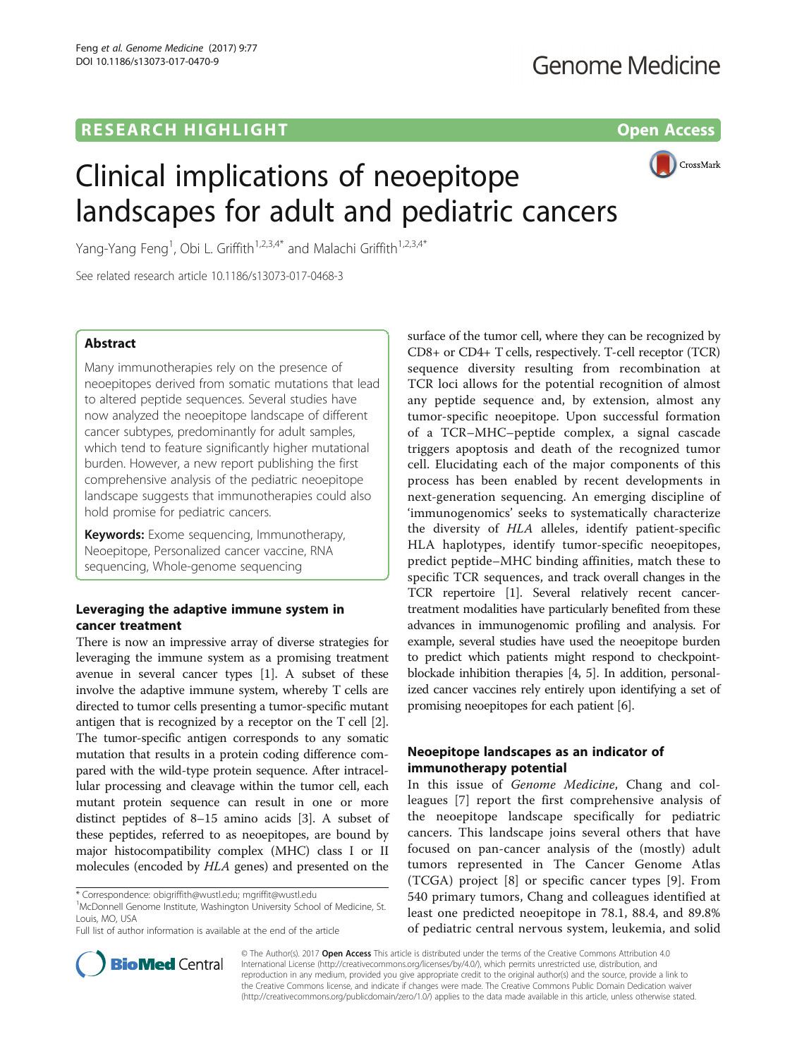RESEARCH HIGHLIGHT

Open Access

# Clinical implications of neoepitope landscapes for adult and pediatric cancers

Yang-Yang Feng[1], Obi L. Griffith[1,2,3,4*] and Malachi Griffith[1,2,3,4*]

See related research article 10.1186/s13073-017-0468-3

## Abstract

Many immunotherapies rely on the presence of neoepitopes derived from somatic mutations that lead to altered peptide sequences. Several studies have now analyzed the neoepitope landscape of different cancer subtypes, predominantly for adult samples, which tend to feature significantly higher mutational burden. However, a new report publishing the first comprehensive analysis of the pediatric neoepitope landscape suggests that immunotherapies could also hold promise for pediatric cancers.

**Keywords:** Exome sequencing, Immunotherapy, Neoepitope, Personalized cancer vaccine, RNA sequencing, Whole-genome sequencing

## Leveraging the adaptive immune system in cancer treatment

There is now an impressive array of diverse strategies for leveraging the immune system as a promising treatment avenue in several cancer types [1]. A subset of these involve the adaptive immune system, whereby T cells are directed to tumor cells presenting a tumor-specific mutant antigen that is recognized by a receptor on the T cell [2]. The tumor-specific antigen corresponds to any somatic mutation that results in a protein coding difference compared with the wild-type protein sequence. After intracellular processing and cleavage within the tumor cell, each mutant protein sequence can result in one or more distinct peptides of 8–15 amino acids [3]. A subset of these peptides, referred to as neoepitopes, are bound by major histocompatibility complex (MHC) class I or II molecules (encoded by *HLA* genes) and presented on the surface of the tumor cell, where they can be recognized by CD8+ or CD4+ T cells, respectively. T-cell receptor (TCR) sequence diversity resulting from recombination at TCR loci allows for the potential recognition of almost any peptide sequence and, by extension, almost any tumor-specific neoepitope. Upon successful formation of a TCR–MHC–peptide complex, a signal cascade triggers apoptosis and death of the recognized tumor cell. Elucidating each of the major components of this process has been enabled by recent developments in next-generation sequencing. An emerging discipline of 'immunogenomics' seeks to systematically characterize the diversity of *HLA* alleles, identify patient-specific HLA haplotypes, identify tumor-specific neoepitopes, predict peptide–MHC binding affinities, match these to specific TCR sequences, and track overall changes in the TCR repertoire [1]. Several relatively recent cancer-treatment modalities have particularly benefited from these advances in immunogenomic profiling and analysis. For example, several studies have used the neoepitope burden to predict which patients might respond to checkpoint-blockade inhibition therapies [4, 5]. In addition, personalized cancer vaccines rely entirely upon identifying a set of promising neoepitopes for each patient [6].

## Neoepitope landscapes as an indicator of immunotherapy potential

In this issue of *Genome Medicine*, Chang and colleagues [7] report the first comprehensive analysis of the neoepitope landscape specifically for pediatric cancers. This landscape joins several others that have focused on pan-cancer analysis of the (mostly) adult tumors represented in The Cancer Genome Atlas (TCGA) project [8] or specific cancer types [9]. From 540 primary tumors, Chang and colleagues identified at least one predicted neoepitope in 78.1, 88.4, and 89.8% of pediatric central nervous system, leukemia, and solid

\* Correspondence: obigriffith@wustl.edu; mgriffit@wustl.edu
[1]McDonnell Genome Institute, Washington University School of Medicine, St. Louis, MO, USA
Full list of author information is available at the end of the article

© The Author(s). 2017 **Open Access** This article is distributed under the terms of the Creative Commons Attribution 4.0 International License (http://creativecommons.org/licenses/by/4.0/), which permits unrestricted use, distribution, and reproduction in any medium, provided you give appropriate credit to the original author(s) and the source, provide a link to the Creative Commons license, and indicate if changes were made. The Creative Commons Public Domain Dedication waiver (http://creativecommons.org/publicdomain/zero/1.0/) applies to the data made available in this article, unless otherwise stated.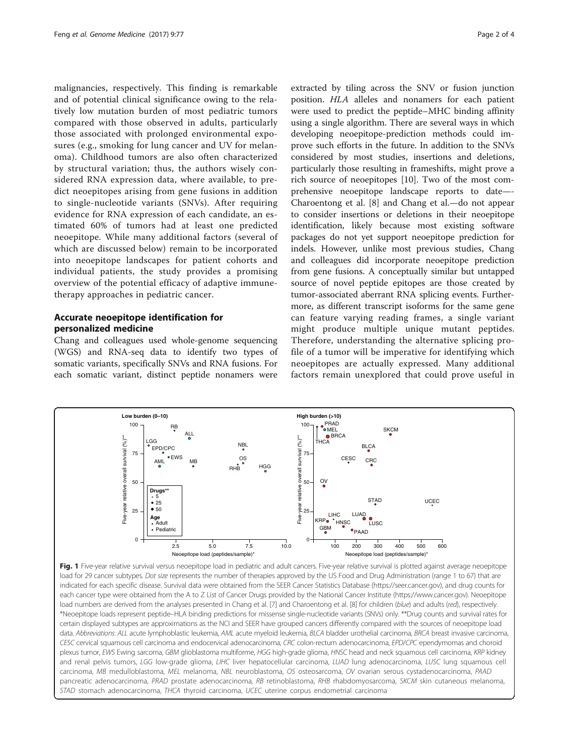malignancies, respectively. This finding is remarkable and of potential clinical significance owing to the relatively low mutation burden of most pediatric tumors compared with those observed in adults, particularly those associated with prolonged environmental exposures (e.g., smoking for lung cancer and UV for melanoma). Childhood tumors are also often characterized by structural variation; thus, the authors wisely considered RNA expression data, where available, to predict neoepitopes arising from gene fusions in addition to single-nucleotide variants (SNVs). After requiring evidence for RNA expression of each candidate, an estimated 60% of tumors had at least one predicted neoepitope. While many additional factors (several of which are discussed below) remain to be incorporated into neoepitope landscapes for patient cohorts and individual patients, the study provides a promising overview of the potential efficacy of adaptive immunetherapy approaches in pediatric cancer.

## Accurate neoepitope identification for personalized medicine

Chang and colleagues used whole-genome sequencing (WGS) and RNA-seq data to identify two types of somatic variants, specifically SNVs and RNA fusions. For each somatic variant, distinct peptide nonamers were extracted by tiling across the SNV or fusion junction position. *HLA* alleles and nonamers for each patient were used to predict the peptide–MHC binding affinity using a single algorithm. There are several ways in which developing neoepitope-prediction methods could improve such efforts in the future. In addition to the SNVs considered by most studies, insertions and deletions, particularly those resulting in frameshifts, might prove a rich source of neoepitopes [10]. Two of the most comprehensive neoepitope landscape reports to date—Charoentong et al. [8] and Chang et al.—do not appear to consider insertions or deletions in their neoepitope identification, likely because most existing software packages do not yet support neoepitope prediction for indels. However, unlike most previous studies, Chang and colleagues did incorporate neoepitope prediction from gene fusions. A conceptually similar but untapped source of novel peptide epitopes are those created by tumor-associated aberrant RNA splicing events. Furthermore, as different transcript isoforms for the same gene can feature varying reading frames, a single variant might produce multiple unique mutant peptides. Therefore, understanding the alternative splicing profile of a tumor will be imperative for identifying which neoepitopes are actually expressed. Many additional factors remain unexplored that could prove useful in

Low burden (0–10)
High burden (>10)
Five-year relative overall survival (%)**
Neoepitope load (peptides/sample)*
Drugs**
5
25
50
Age
Adult
Pediatric
RB, ALL, LGG, EPD/CPC, EWS, AML, MB, NBL, OS, RHB, HGG
PRAD, MEL, BRCA, THCA, SKCM, BLCA, CESC, CRC, OV, STAD, UCEC, LIHC, LUAD, KRP, HNSC, LUSC, GBM, PAAD

**Fig. 1** Five-year relative survival versus neoepitope load in pediatric and adult cancers. Five-year relative survival is plotted against average neoepitope load for 29 cancer subtypes. *Dot size* represents the number of therapies approved by the US Food and Drug Administration (range 1 to 67) that are indicated for each specific disease. Survival data were obtained from the SEER Cancer Statistics Database (https://seer.cancer.gov), and drug counts for each cancer type were obtained from the A to Z List of Cancer Drugs provided by the National Cancer Institute (https://www.cancer.gov). Neoepitope load numbers are derived from the analyses presented in Chang et al. [7] and Charoentong et al. [8] for children (*blue*) and adults (*red*), respectively. *Neoepitope loads represent peptide–HLA binding predictions for missense single-nucleotide variants (SNVs) only. **Drug counts and survival rates for certain displayed subtypes are approximations as the NCI and SEER have grouped cancers differently compared with the sources of neoepitope load data. *Abbreviations*: *ALL* acute lymphoblastic leukemia, *AML* acute myeloid leukemia, *BLCA* bladder urothelial carcinoma, *BRCA* breast invasive carcinoma, *CESC* cervical squamous cell carcinoma and endocervical adenocarcinoma, *CRC* colon-rectum adenocarcinoma, *EPD/CPC* ependymomas and choroid plexus tumor, *EWS* Ewing sarcoma, *GBM* glioblastoma multiforme, *HGG* high-grade glioma, *HNSC* head and neck squamous cell carcinoma, *KRP* kidney and renal pelvis tumors, *LGG* low-grade glioma, *LIHC* liver hepatocellular carcinoma, *LUAD* lung adenocarcinoma, *LUSC* lung squamous cell carcinoma, *MB* medulloblastoma, *MEL* melanoma, *NBL* neuroblastoma, *OS* osteosarcoma, *OV* ovarian serous cystadenocarcinoma, *PAAD* pancreatic adenocarcinoma, *PRAD* prostate adenocarcinoma, *RB* retinoblastoma, *RHB* rhabdomyosarcoma, *SKCM* skin cutaneous melanoma, *STAD* stomach adenocarcinoma, *THCA* thyroid carcinoma, *UCEC* uterine corpus endometrial carcinoma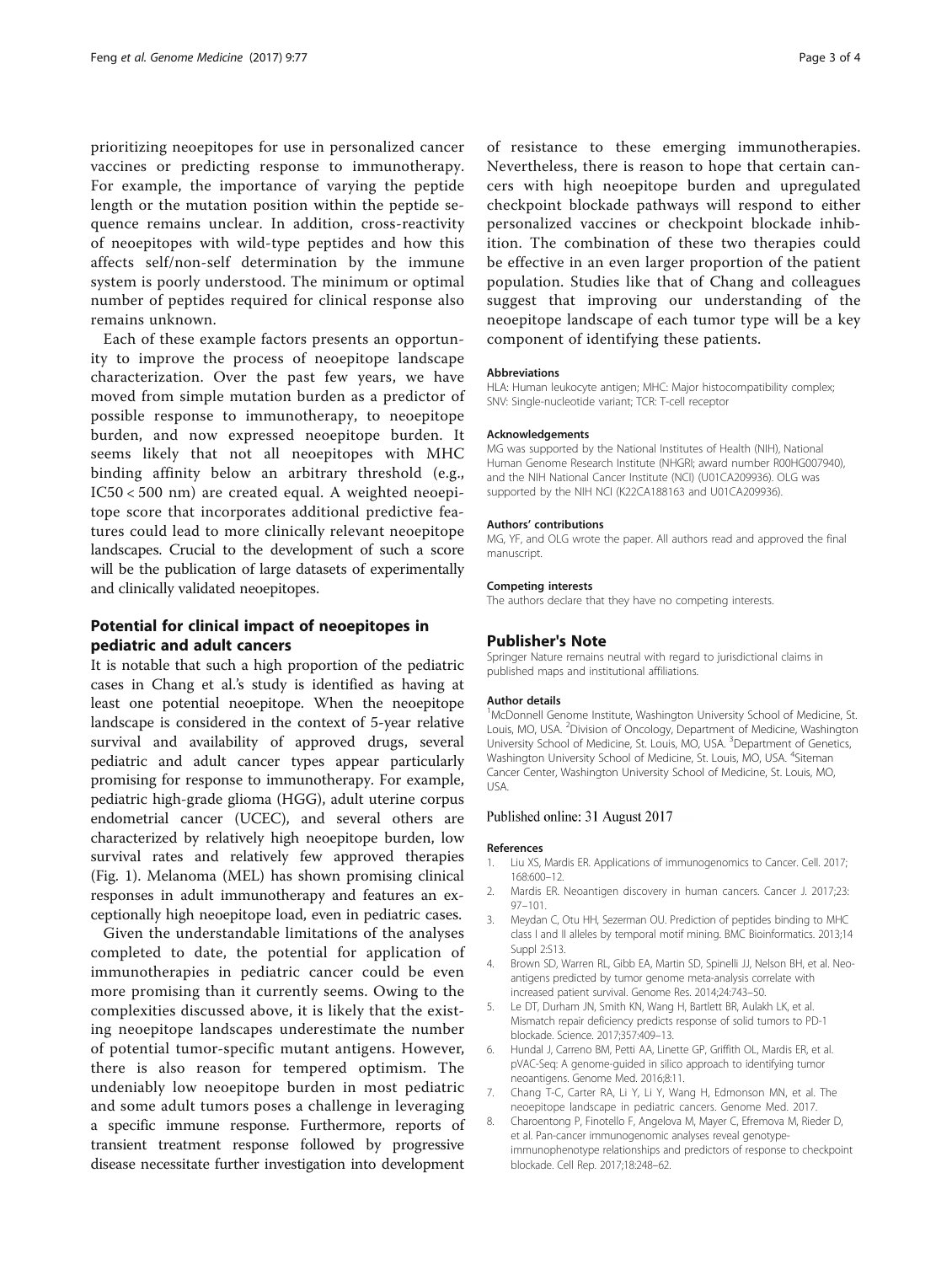prioritizing neoepitopes for use in personalized cancer vaccines or predicting response to immunotherapy. For example, the importance of varying the peptide length or the mutation position within the peptide sequence remains unclear. In addition, cross-reactivity of neoepitopes with wild-type peptides and how this affects self/non-self determination by the immune system is poorly understood. The minimum or optimal number of peptides required for clinical response also remains unknown.

Each of these example factors presents an opportunity to improve the process of neoepitope landscape characterization. Over the past few years, we have moved from simple mutation burden as a predictor of possible response to immunotherapy, to neoepitope burden, and now expressed neoepitope burden. It seems likely that not all neoepitopes with MHC binding affinity below an arbitrary threshold (e.g., IC50 < 500 nm) are created equal. A weighted neoepitope score that incorporates additional predictive features could lead to more clinically relevant neoepitope landscapes. Crucial to the development of such a score will be the publication of large datasets of experimentally and clinically validated neoepitopes.

## Potential for clinical impact of neoepitopes in pediatric and adult cancers

It is notable that such a high proportion of the pediatric cases in Chang et al.'s study is identified as having at least one potential neoepitope. When the neoepitope landscape is considered in the context of 5-year relative survival and availability of approved drugs, several pediatric and adult cancer types appear particularly promising for response to immunotherapy. For example, pediatric high-grade glioma (HGG), adult uterine corpus endometrial cancer (UCEC), and several others are characterized by relatively high neoepitope burden, low survival rates and relatively few approved therapies (Fig. 1). Melanoma (MEL) has shown promising clinical responses in adult immunotherapy and features an exceptionally high neoepitope load, even in pediatric cases.

Given the understandable limitations of the analyses completed to date, the potential for application of immunotherapies in pediatric cancer could be even more promising than it currently seems. Owing to the complexities discussed above, it is likely that the existing neoepitope landscapes underestimate the number of potential tumor-specific mutant antigens. However, there is also reason for tempered optimism. The undeniably low neoepitope burden in most pediatric and some adult tumors poses a challenge in leveraging a specific immune response. Furthermore, reports of transient treatment response followed by progressive disease necessitate further investigation into development of resistance to these emerging immunotherapies. Nevertheless, there is reason to hope that certain cancers with high neoepitope burden and upregulated checkpoint blockade pathways will respond to either personalized vaccines or checkpoint blockade inhibition. The combination of these two therapies could be effective in an even larger proportion of the patient population. Studies like that of Chang and colleagues suggest that improving our understanding of the neoepitope landscape of each tumor type will be a key component of identifying these patients.

#### Abbreviations

HLA: Human leukocyte antigen; MHC: Major histocompatibility complex; SNV: Single-nucleotide variant; TCR: T-cell receptor

#### Acknowledgements

MG was supported by the National Institutes of Health (NIH), National Human Genome Research Institute (NHGRI; award number R00HG007940), and the NIH National Cancer Institute (NCI) (U01CA209936). OLG was supported by the NIH NCI (K22CA188163 and U01CA209936).

#### Authors' contributions

MG, YF, and OLG wrote the paper. All authors read and approved the final manuscript.

#### Competing interests

The authors declare that they have no competing interests.

### Publisher's Note

Springer Nature remains neutral with regard to jurisdictional claims in published maps and institutional affiliations.

#### Author details

[1]McDonnell Genome Institute, Washington University School of Medicine, St. Louis, MO, USA. [2]Division of Oncology, Department of Medicine, Washington University School of Medicine, St. Louis, MO, USA. [3]Department of Genetics, Washington University School of Medicine, St. Louis, MO, USA. [4]Siteman Cancer Center, Washington University School of Medicine, St. Louis, MO, USA.

Published online: 31 August 2017

#### References

1. Liu XS, Mardis ER. Applications of immunogenomics to Cancer. Cell. 2017; 168:600–12.
2. Mardis ER. Neoantigen discovery in human cancers. Cancer J. 2017;23: 97–101.
3. Meydan C, Otu HH, Sezerman OU. Prediction of peptides binding to MHC class I and II alleles by temporal motif mining. BMC Bioinformatics. 2013;14 Suppl 2:S13.
4. Brown SD, Warren RL, Gibb EA, Martin SD, Spinelli JJ, Nelson BH, et al. Neo-antigens predicted by tumor genome meta-analysis correlate with increased patient survival. Genome Res. 2014;24:743–50.
5. Le DT, Durham JN, Smith KN, Wang H, Bartlett BR, Aulakh LK, et al. Mismatch repair deficiency predicts response of solid tumors to PD-1 blockade. Science. 2017;357:409–13.
6. Hundal J, Carreno BM, Petti AA, Linette GP, Griffith OL, Mardis ER, et al. pVAC-Seq: A genome-guided in silico approach to identifying tumor neoantigens. Genome Med. 2016;8:11.
7. Chang T-C, Carter RA, Li Y, Li Y, Wang H, Edmonson MN, et al. The neoepitope landscape in pediatric cancers. Genome Med. 2017.
8. Charoentong P, Finotello F, Angelova M, Mayer C, Efremova M, Rieder D, et al. Pan-cancer immunogenomic analyses reveal genotype-immunophenotype relationships and predictors of response to checkpoint blockade. Cell Rep. 2017;18:248–62.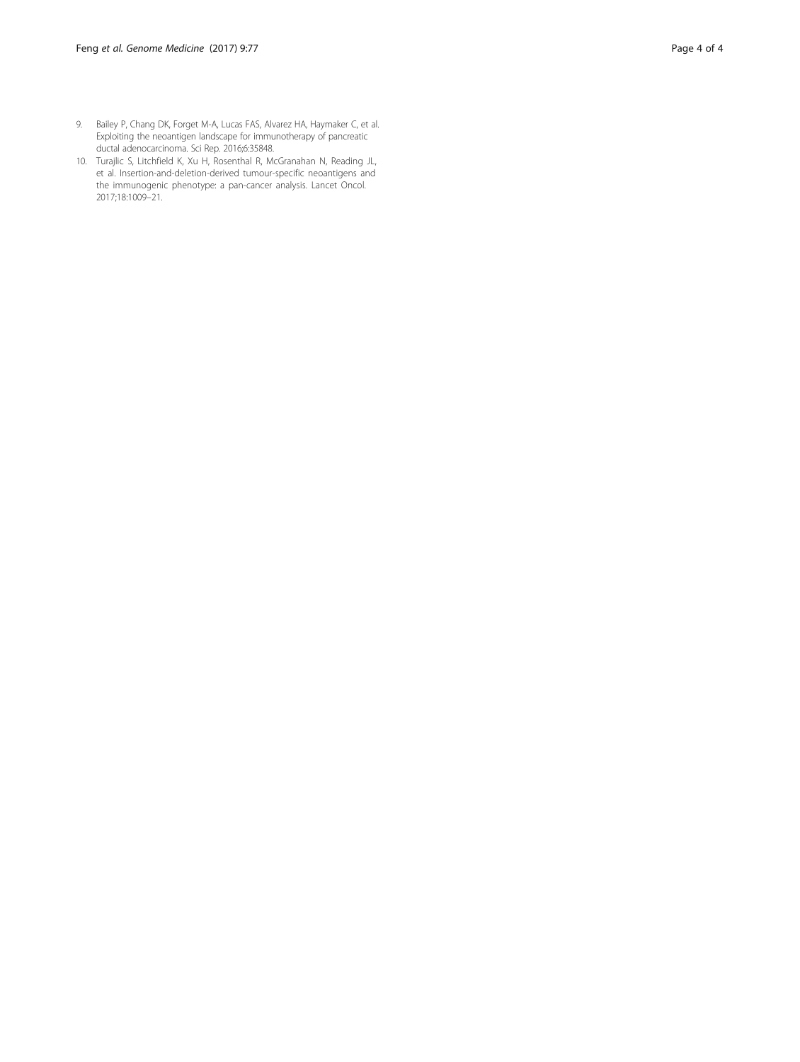9. Bailey P, Chang DK, Forget M-A, Lucas FAS, Alvarez HA, Haymaker C, et al. Exploiting the neoantigen landscape for immunotherapy of pancreatic ductal adenocarcinoma. Sci Rep. 2016;6:35848.
10. Turajlic S, Litchfield K, Xu H, Rosenthal R, McGranahan N, Reading JL, et al. Insertion-and-deletion-derived tumour-specific neoantigens and the immunogenic phenotype: a pan-cancer analysis. Lancet Oncol. 2017;18:1009–21.